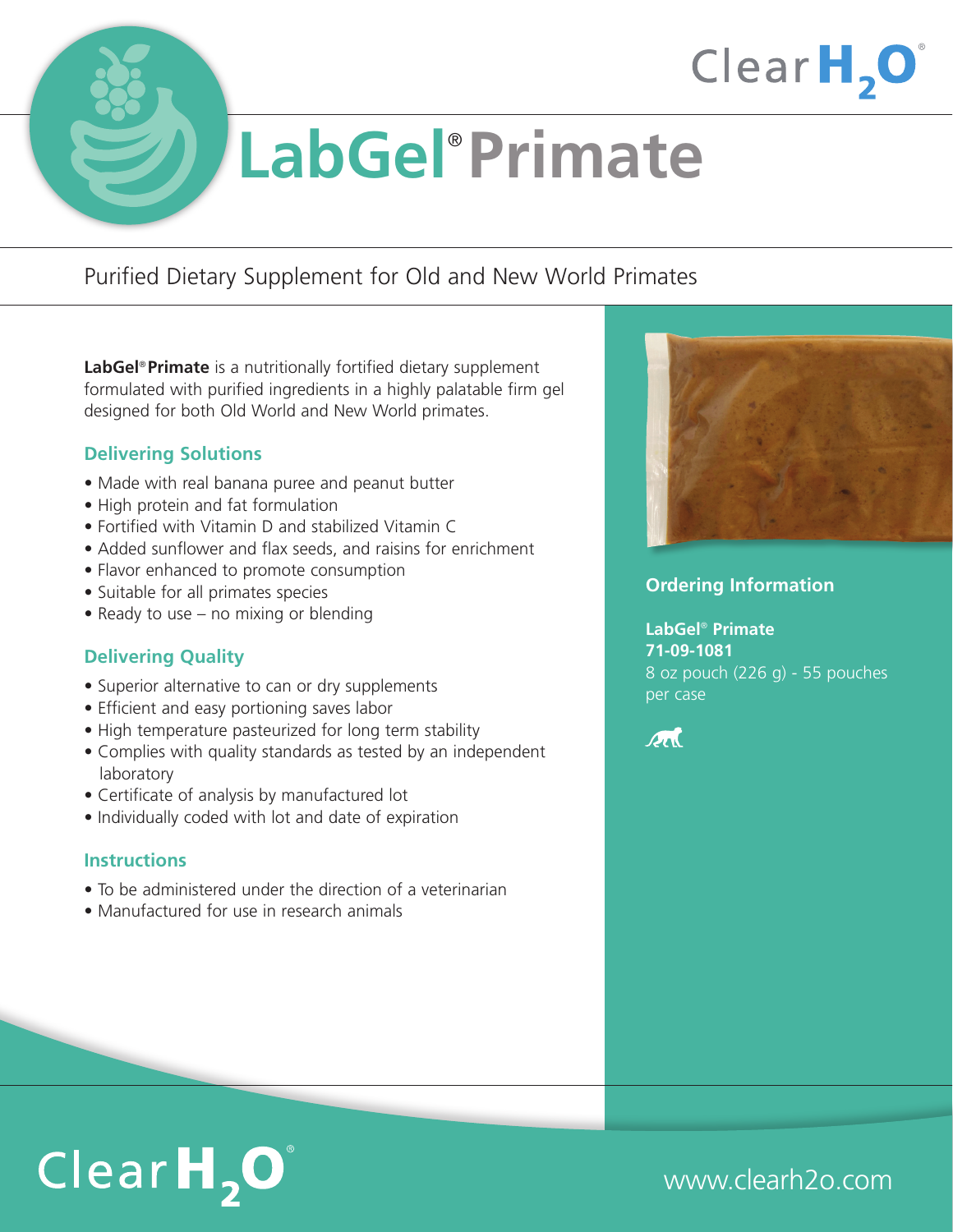Clear $H_2O$®

# LabGel® Primate

## Purified Dietary Supplement for Old and New World Primates

**LabGel® Primate** is a nutritionally fortified dietary supplement formulated with purified ingredients in a highly palatable firm gel designed for both Old World and New World primates.

### Delivering Solutions

- Made with real banana puree and peanut butter
- High protein and fat formulation
- Fortified with Vitamin D and stabilized Vitamin C
- Added sunflower and flax seeds, and raisins for enrichment
- Flavor enhanced to promote consumption
- Suitable for all primates species
- Ready to use – no mixing or blending

### Delivering Quality

- Superior alternative to can or dry supplements
- Efficient and easy portioning saves labor
- High temperature pasteurized for long term stability
- Complies with quality standards as tested by an independent laboratory
- Certificate of analysis by manufactured lot
- Individually coded with lot and date of expiration

### Instructions

- To be administered under the direction of a veterinarian
- Manufactured for use in research animals

### Ordering Information

**LabGel® Primate**
**71-09-1081**
8 oz pouch (226 g) - 55 pouches per case

Clear $H_2O$®

www.clearh2o.com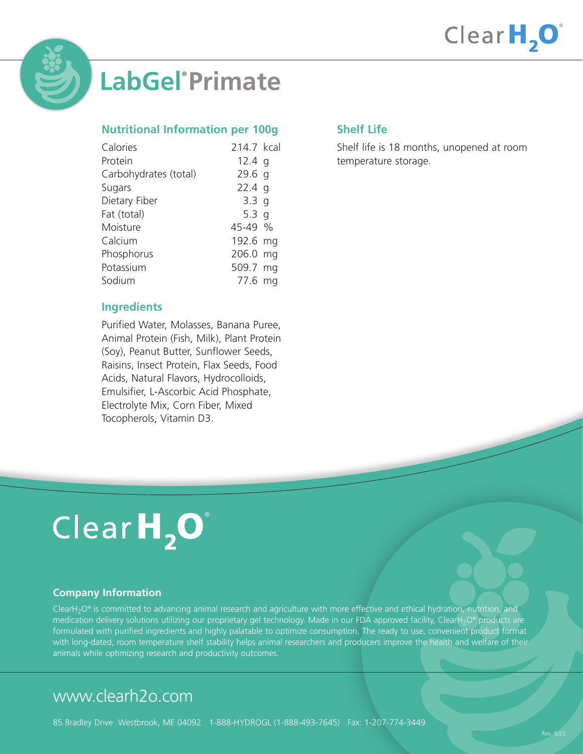ClearH2O®

# LabGel® Primate

## Nutritional Information per 100g

| | |
|---|---|
| Calories | 214.7 kcal |
| Protein | 12.4 g |
| Carbohydrates (total) | 29.6 g |
| Sugars | 22.4 g |
| Dietary Fiber | 3.3 g |
| Fat (total) | 5.3 g |
| Moisture | 45-49 % |
| Calcium | 192.6 mg |
| Phosphorus | 206.0 mg |
| Potassium | 509.7 mg |
| Sodium | 77.6 mg |

## Ingredients

Purified Water, Molasses, Banana Puree, Animal Protein (Fish, Milk), Plant Protein (Soy), Peanut Butter, Sunflower Seeds, Raisins, Insect Protein, Flax Seeds, Food Acids, Natural Flavors, Hydrocolloids, Emulsifier, L-Ascorbic Acid Phosphate, Electrolyte Mix, Corn Fiber, Mixed Tocopherols, Vitamin D3.

## Shelf Life

Shelf life is 18 months, unopened at room temperature storage.

ClearH2O®

### Company Information

ClearH2O® is committed to advancing animal research and agriculture with more effective and ethical hydration, nutrition, and medication delivery solutions utilizing our proprietary gel technology. Made in our FDA approved facility, ClearH2O® products are formulated with purified ingredients and highly palatable to optimize consumption. The ready to use, convenient product format with long-dated, room temperature shelf stability helps animal researchers and producers improve the health and welfare of their animals while optimizing research and productivity outcomes.

www.clearh2o.com

85 Bradley Drive Westbrook, ME 04092 1-888-HYDROGL (1-888-493-7645) Fax: 1-207-774-3449

Rev. 5/22